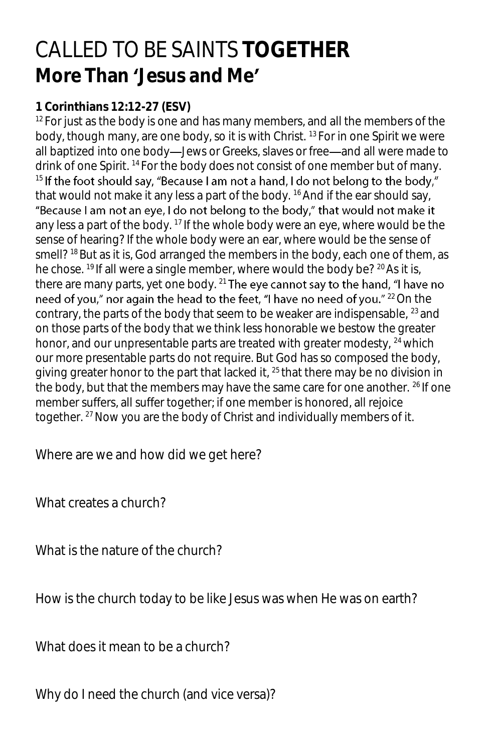# CALLED TO BE SAINTS **TOGETHER**

## More Than 'Jesus and Me'

**1 Corinthians 12:12-27 (ESV)**

[12] For just as the body is one and has many members, and all the members of the body, though many, are one body, so it is with Christ. [13] For in one Spirit we were all baptized into one body—Jews or Greeks, slaves or free—and all were made to drink of one Spirit. [14] For the body does not consist of one member but of many. [15] If the foot should say, "Because I am not a hand, I do not belong to the body," that would not make it any less a part of the body. [16] And if the ear should say, "Because I am not an eye, I do not belong to the body," that would not make it any less a part of the body. [17] If the whole body were an eye, where would be the sense of hearing? If the whole body were an ear, where would be the sense of smell? [18] But as it is, God arranged the members in the body, each one of them, as he chose. [19] If all were a single member, where would the body be? [20] As it is, there are many parts, yet one body. [21] The eye cannot say to the hand, "I have no need of you," nor again the head to the feet, "I have no need of you." [22] On the contrary, the parts of the body that seem to be weaker are indispensable, [23] and on those parts of the body that we think less honorable we bestow the greater honor, and our unpresentable parts are treated with greater modesty, [24] which our more presentable parts do not require. But God has so composed the body, giving greater honor to the part that lacked it, [25] that there may be no division in the body, but that the members may have the same care for one another. [26] If one member suffers, all suffer together; if one member is honored, all rejoice together. [27] Now you are the body of Christ and individually members of it.

Where are we and how did we get here?

What creates a church?

What is the nature of the church?

How is the church today to be like Jesus was when He was on earth?

What does it mean to be a church?

Why do I need the church (and vice versa)?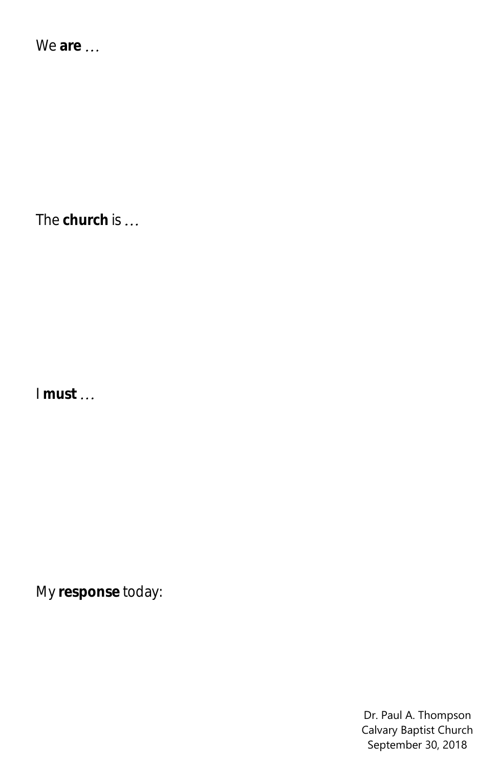We **are** …

The **church** is …

I **must** …

My **response** today:

Dr. Paul A. Thompson
Calvary Baptist Church
September 30, 2018